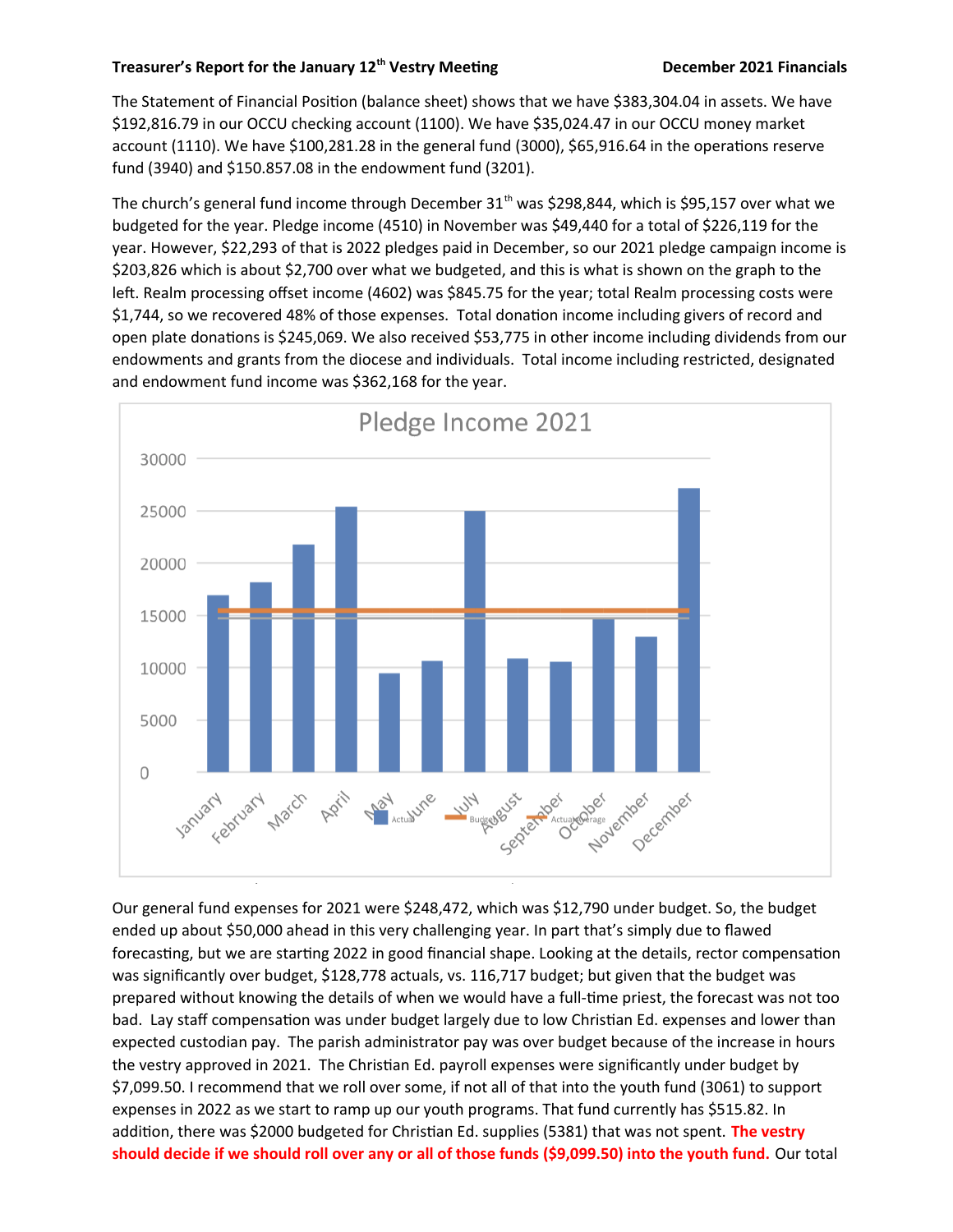**Treasurer's Report for the January 12th Vestry Meeting** **December 2021 Financials**

The Statement of Financial Position (balance sheet) shows that we have $383,304.04 in assets. We have $192,816.79 in our OCCU checking account (1100). We have $35,024.47 in our OCCU money market account (1110). We have $100,281.28 in the general fund (3000), $65,916.64 in the operations reserve fund (3940) and $150.857.08 in the endowment fund (3201).

The church's general fund income through December 31st was $298,844, which is $95,157 over what we budgeted for the year. Pledge income (4510) in November was $49,440 for a total of $226,119 for the year. However, $22,293 of that is 2022 pledges paid in December, so our 2021 pledge campaign income is $203,826 which is about $2,700 over what we budgeted, and this is what is shown on the graph to the left. Realm processing offset income (4602) was $845.75 for the year; total Realm processing costs were $1,744, so we recovered 48% of those expenses. Total donation income including givers of record and open plate donations is $245,069. We also received $53,775 in other income including dividends from our endowments and grants from the diocese and individuals. Total income including restricted, designated and endowment fund income was $362,168 for the year.

Pledge Income 2021

| Month | Actual (approx.) |
|---|---|
| January | 17000 |
| February | 18200 |
| March | 21800 |
| April | 25400 |
| May | 9500 |
| June | 10700 |
| July | 25000 |
| August | 10900 |
| September | 10600 |
| October | 14700 |
| November | 13000 |
| December | 27200 |

Legend: Actual, Budget (approx. 15500), Actual Average (approx. 14800)

Our general fund expenses for 2021 were $248,472, which was $12,790 under budget. So, the budget ended up about $50,000 ahead in this very challenging year. In part that's simply due to flawed forecasting, but we are starting 2022 in good financial shape. Looking at the details, rector compensation was significantly over budget, $128,778 actuals, vs. 116,717 budget; but given that the budget was prepared without knowing the details of when we would have a full-time priest, the forecast was not too bad. Lay staff compensation was under budget largely due to low Christian Ed. expenses and lower than expected custodian pay. The parish administrator pay was over budget because of the increase in hours the vestry approved in 2021. The Christian Ed. payroll expenses were significantly under budget by $7,099.50. I recommend that we roll over some, if not all of that into the youth fund (3061) to support expenses in 2022 as we start to ramp up our youth programs. That fund currently has $515.82. In addition, there was $2000 budgeted for Christian Ed. supplies (5381) that was not spent. **The vestry should decide if we should roll over any or all of those funds ($9,099.50) into the youth fund.** Our total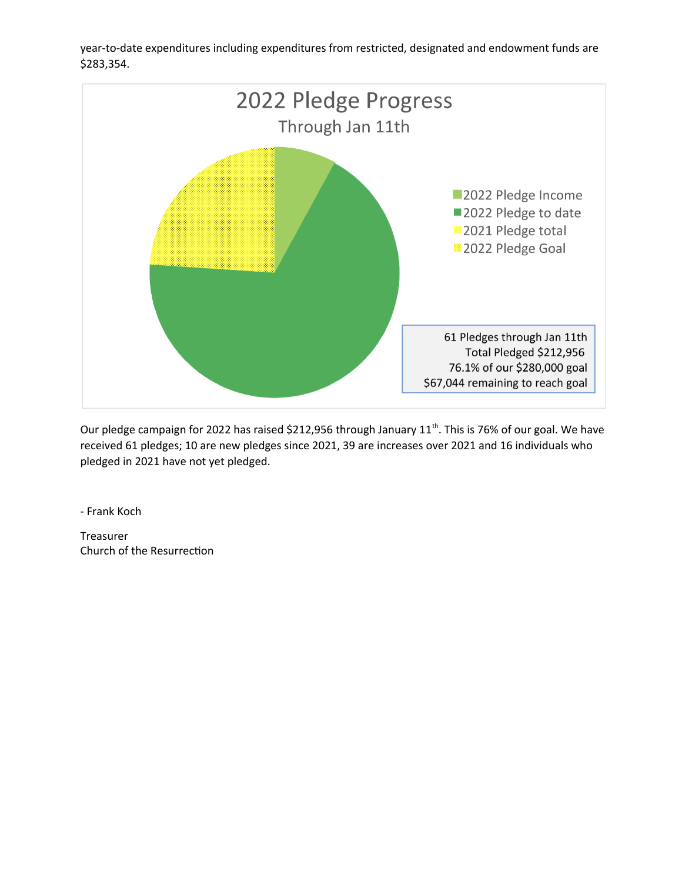year-to-date expenditures including expenditures from restricted, designated and endowment funds are $283,354.

2022 Pledge Progress

Through Jan 11th

2022 Pledge Income

2022 Pledge to date

2021 Pledge total

2022 Pledge Goal

61 Pledges through Jan 11th
Total Pledged $212,956
76.1% of our $280,000 goal
$67,044 remaining to reach goal

Our pledge campaign for 2022 has raised $212,956 through January 11th. This is 76% of our goal. We have received 61 pledges; 10 are new pledges since 2021, 39 are increases over 2021 and 16 individuals who pledged in 2021 have not yet pledged.

\- Frank Koch

Treasurer
Church of the Resurrection